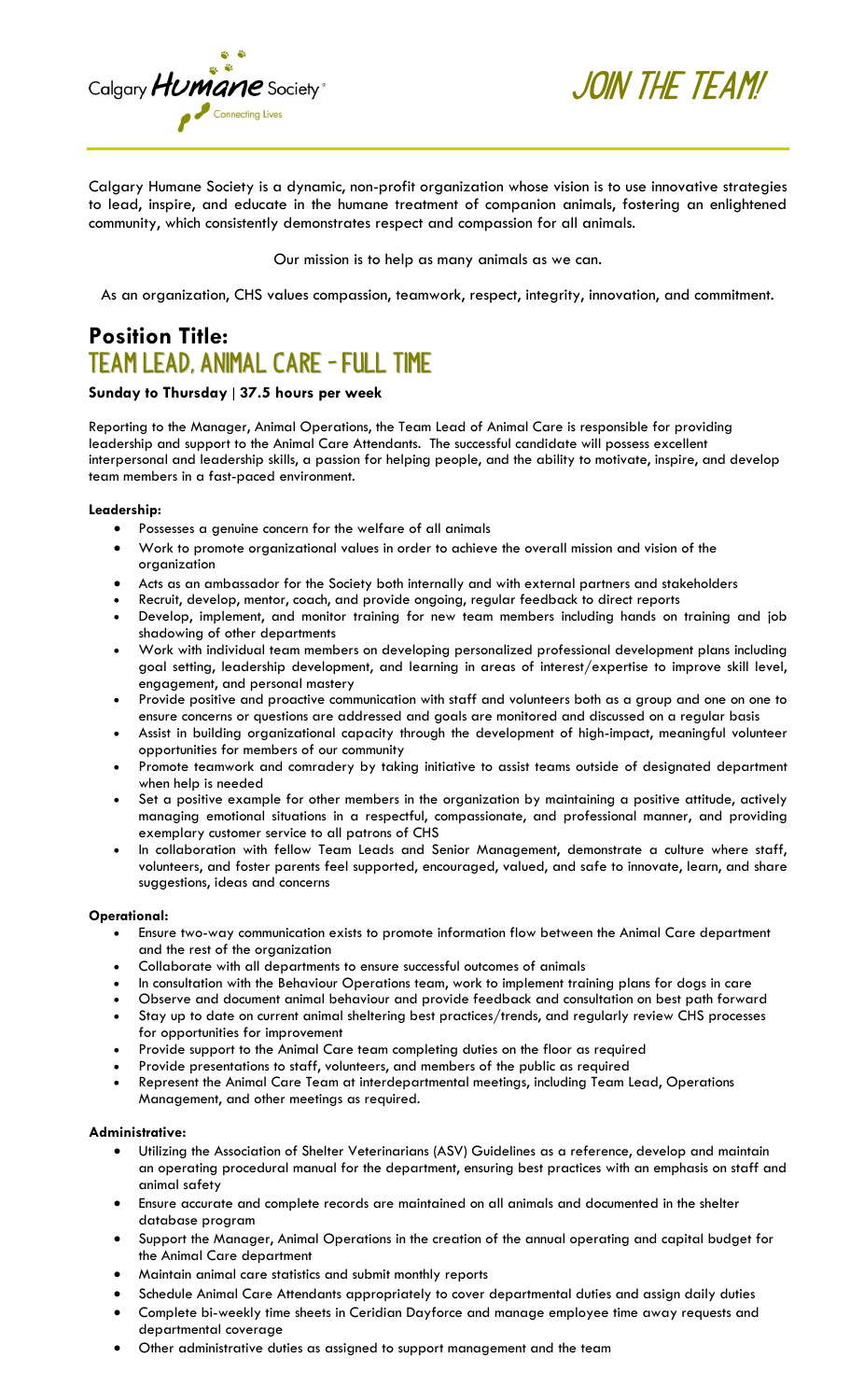Calgary Humane Society Connecting Lives

# JOIN THE TEAM!

Calgary Humane Society is a dynamic, non-profit organization whose vision is to use innovative strategies to lead, inspire, and educate in the humane treatment of companion animals, fostering an enlightened community, which consistently demonstrates respect and compassion for all animals.

Our mission is to help as many animals as we can.

As an organization, CHS values compassion, teamwork, respect, integrity, innovation, and commitment.

## Position Title:
## TEAM LEAD, ANIMAL CARE - FULL TIME

**Sunday to Thursday | 37.5 hours per week**

Reporting to the Manager, Animal Operations, the Team Lead of Animal Care is responsible for providing leadership and support to the Animal Care Attendants. The successful candidate will possess excellent interpersonal and leadership skills, a passion for helping people, and the ability to motivate, inspire, and develop team members in a fast-paced environment.

**Leadership:**

- Possesses a genuine concern for the welfare of all animals
- Work to promote organizational values in order to achieve the overall mission and vision of the organization
- Acts as an ambassador for the Society both internally and with external partners and stakeholders
- Recruit, develop, mentor, coach, and provide ongoing, regular feedback to direct reports
- Develop, implement, and monitor training for new team members including hands on training and job shadowing of other departments
- Work with individual team members on developing personalized professional development plans including goal setting, leadership development, and learning in areas of interest/expertise to improve skill level, engagement, and personal mastery
- Provide positive and proactive communication with staff and volunteers both as a group and one on one to ensure concerns or questions are addressed and goals are monitored and discussed on a regular basis
- Assist in building organizational capacity through the development of high-impact, meaningful volunteer opportunities for members of our community
- Promote teamwork and comradery by taking initiative to assist teams outside of designated department when help is needed
- Set a positive example for other members in the organization by maintaining a positive attitude, actively managing emotional situations in a respectful, compassionate, and professional manner, and providing exemplary customer service to all patrons of CHS
- In collaboration with fellow Team Leads and Senior Management, demonstrate a culture where staff, volunteers, and foster parents feel supported, encouraged, valued, and safe to innovate, learn, and share suggestions, ideas and concerns

**Operational:**

- Ensure two-way communication exists to promote information flow between the Animal Care department and the rest of the organization
- Collaborate with all departments to ensure successful outcomes of animals
- In consultation with the Behaviour Operations team, work to implement training plans for dogs in care
- Observe and document animal behaviour and provide feedback and consultation on best path forward
- Stay up to date on current animal sheltering best practices/trends, and regularly review CHS processes for opportunities for improvement
- Provide support to the Animal Care team completing duties on the floor as required
- Provide presentations to staff, volunteers, and members of the public as required
- Represent the Animal Care Team at interdepartmental meetings, including Team Lead, Operations Management, and other meetings as required.

**Administrative:**

- Utilizing the Association of Shelter Veterinarians (ASV) Guidelines as a reference, develop and maintain an operating procedural manual for the department, ensuring best practices with an emphasis on staff and animal safety
- Ensure accurate and complete records are maintained on all animals and documented in the shelter database program
- Support the Manager, Animal Operations in the creation of the annual operating and capital budget for the Animal Care department
- Maintain animal care statistics and submit monthly reports
- Schedule Animal Care Attendants appropriately to cover departmental duties and assign daily duties
- Complete bi-weekly time sheets in Ceridian Dayforce and manage employee time away requests and departmental coverage
- Other administrative duties as assigned to support management and the team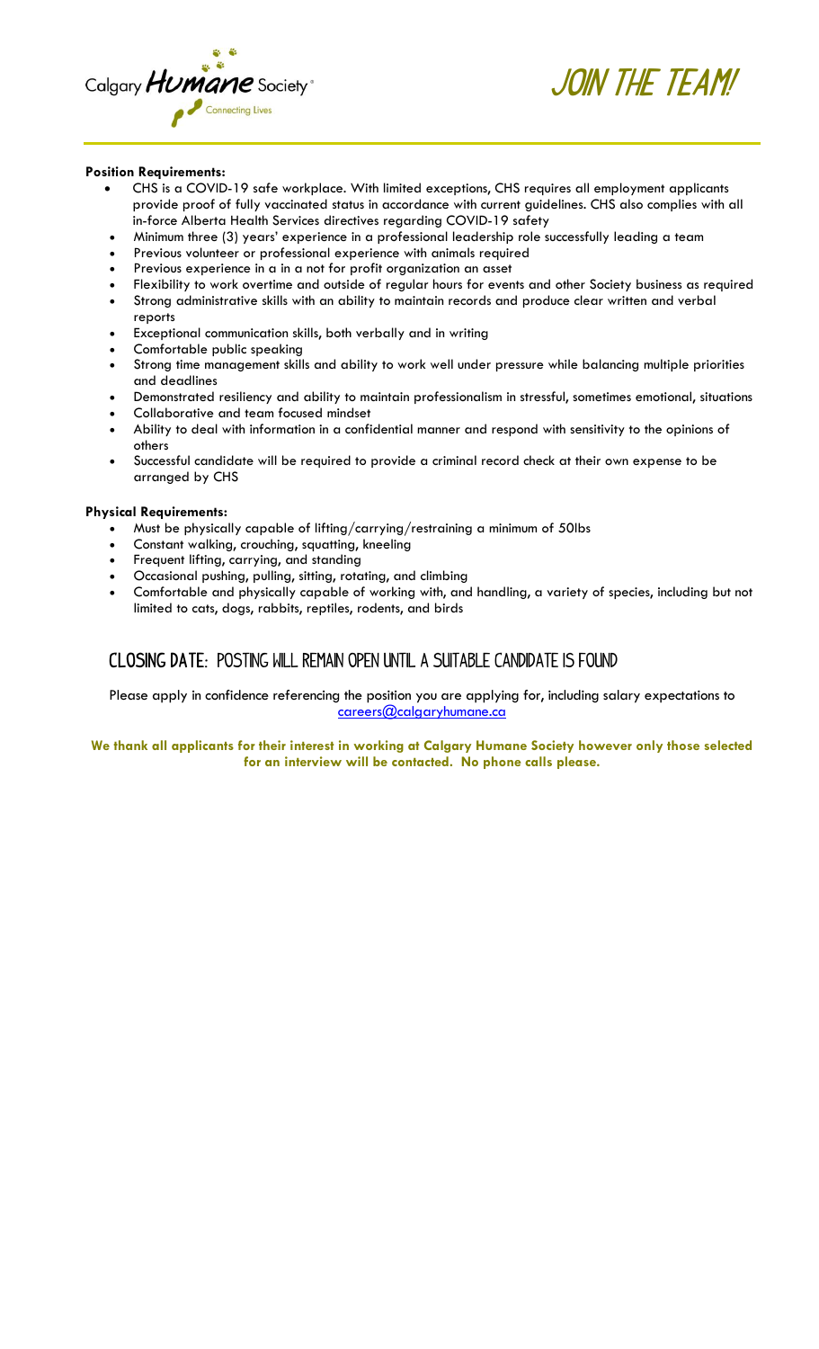Calgary Humane Society — Connecting Lives

# JOIN THE TEAM!

**Position Requirements:**

- CHS is a COVID-19 safe workplace. With limited exceptions, CHS requires all employment applicants provide proof of fully vaccinated status in accordance with current guidelines. CHS also complies with all in-force Alberta Health Services directives regarding COVID-19 safety
- Minimum three (3) years' experience in a professional leadership role successfully leading a team
- Previous volunteer or professional experience with animals required
- Previous experience in a in a not for profit organization an asset
- Flexibility to work overtime and outside of regular hours for events and other Society business as required
- Strong administrative skills with an ability to maintain records and produce clear written and verbal reports
- Exceptional communication skills, both verbally and in writing
- Comfortable public speaking
- Strong time management skills and ability to work well under pressure while balancing multiple priorities and deadlines
- Demonstrated resiliency and ability to maintain professionalism in stressful, sometimes emotional, situations
- Collaborative and team focused mindset
- Ability to deal with information in a confidential manner and respond with sensitivity to the opinions of others
- Successful candidate will be required to provide a criminal record check at their own expense to be arranged by CHS

**Physical Requirements:**

- Must be physically capable of lifting/carrying/restraining a minimum of 50lbs
- Constant walking, crouching, squatting, kneeling
- Frequent lifting, carrying, and standing
- Occasional pushing, pulling, sitting, rotating, and climbing
- Comfortable and physically capable of working with, and handling, a variety of species, including but not limited to cats, dogs, rabbits, reptiles, rodents, and birds

## CLOSING DATE: POSTING WILL REMAIN OPEN UNTIL A SUITABLE CANDIDATE IS FOUND

Please apply in confidence referencing the position you are applying for, including salary expectations to careers@calgaryhumane.ca

**We thank all applicants for their interest in working at Calgary Humane Society however only those selected for an interview will be contacted. No phone calls please.**